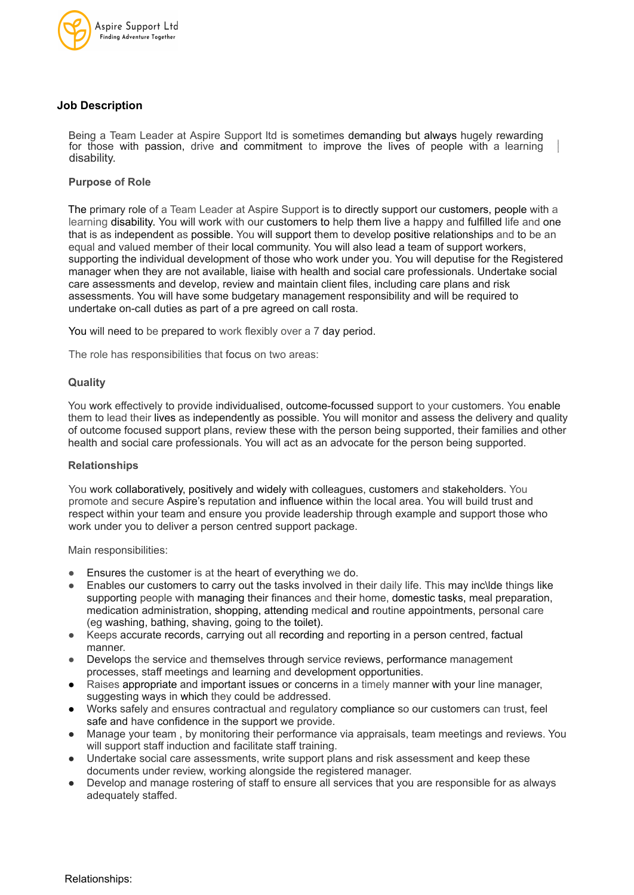Aspire Support Ltd
Finding Adventure Together

**Job Description**

Being a Team Leader at Aspire Support ltd is sometimes demanding but always hugely rewarding for those with passion, drive and commitment to improve the lives of people with a learning disability.

**Purpose of Role**

The primary role of a Team Leader at Aspire Support is to directly support our customers, people with a learning disability. You will work with our customers to help them live a happy and fulfilled life and one that is as independent as possible. You will support them to develop positive relationships and to be an equal and valued member of their local community. You will also lead a team of support workers, supporting the individual development of those who work under you. You will deputise for the Registered manager when they are not available, liaise with health and social care professionals. Undertake social care assessments and develop, review and maintain client files, including care plans and risk assessments. You will have some budgetary management responsibility and will be required to undertake on-call duties as part of a pre agreed on call rosta.

You will need to be prepared to work flexibly over a 7 day period.

The role has responsibilities that focus on two areas:

**Quality**

You work effectively to provide individualised, outcome-focussed support to your customers. You enable them to lead their lives as independently as possible. You will monitor and assess the delivery and quality of outcome focused support plans, review these with the person being supported, their families and other health and social care professionals. You will act as an advocate for the person being supported.

**Relationships**

You work collaboratively, positively and widely with colleagues, customers and stakeholders. You promote and secure Aspire's reputation and influence within the local area. You will build trust and respect within your team and ensure you provide leadership through example and support those who work under you to deliver a person centred support package.

Main responsibilities:

- Ensures the customer is at the heart of everything we do.
- Enables our customers to carry out the tasks involved in their daily life. This may inc\lde things like supporting people with managing their finances and their home, domestic tasks, meal preparation, medication administration, shopping, attending medical and routine appointments, personal care (eg washing, bathing, shaving, going to the toilet).
- Keeps accurate records, carrying out all recording and reporting in a person centred, factual manner.
- Develops the service and themselves through service reviews, performance management processes, staff meetings and learning and development opportunities.
- Raises appropriate and important issues or concerns in a timely manner with your line manager, suggesting ways in which they could be addressed.
- Works safely and ensures contractual and regulatory compliance so our customers can trust, feel safe and have confidence in the support we provide.
- Manage your team , by monitoring their performance via appraisals, team meetings and reviews. You will support staff induction and facilitate staff training.
- Undertake social care assessments, write support plans and risk assessment and keep these documents under review, working alongside the registered manager.
- Develop and manage rostering of staff to ensure all services that you are responsible for as always adequately staffed.

Relationships: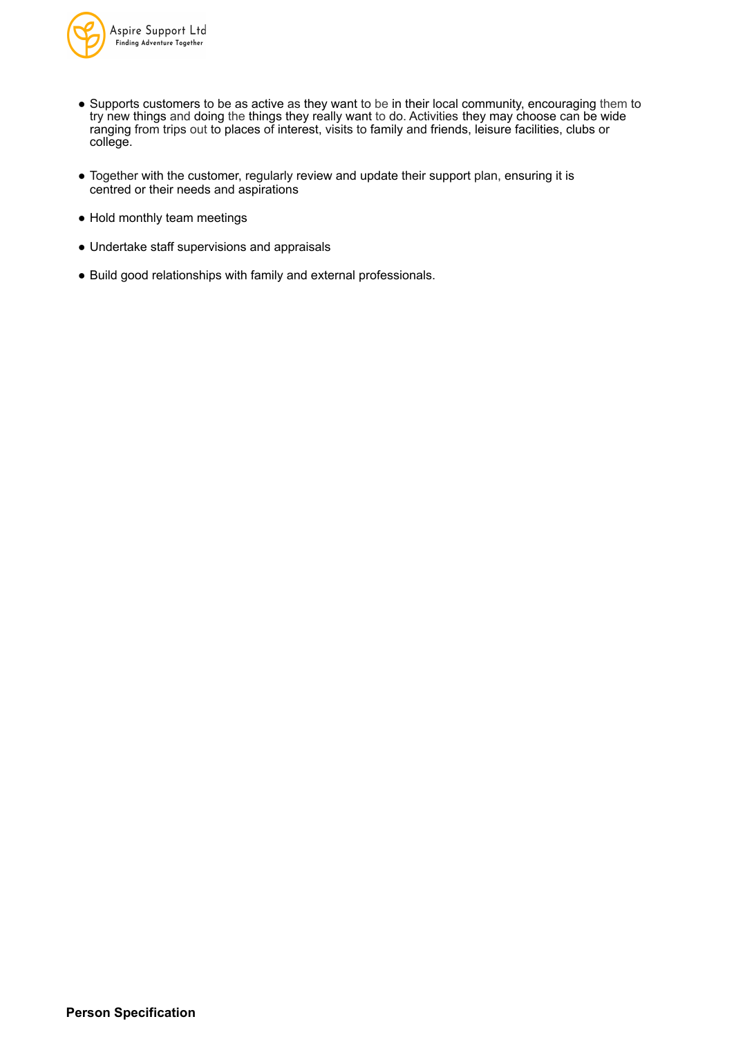- Supports customers to be as active as they want to be in their local community, encouraging them to try new things and doing the things they really want to do. Activities they may choose can be wide ranging from trips out to places of interest, visits to family and friends, leisure facilities, clubs or college.

- Together with the customer, regularly review and update their support plan, ensuring it is centred or their needs and aspirations

- Hold monthly team meetings

- Undertake staff supervisions and appraisals

- Build good relationships with family and external professionals.

**Person Specification**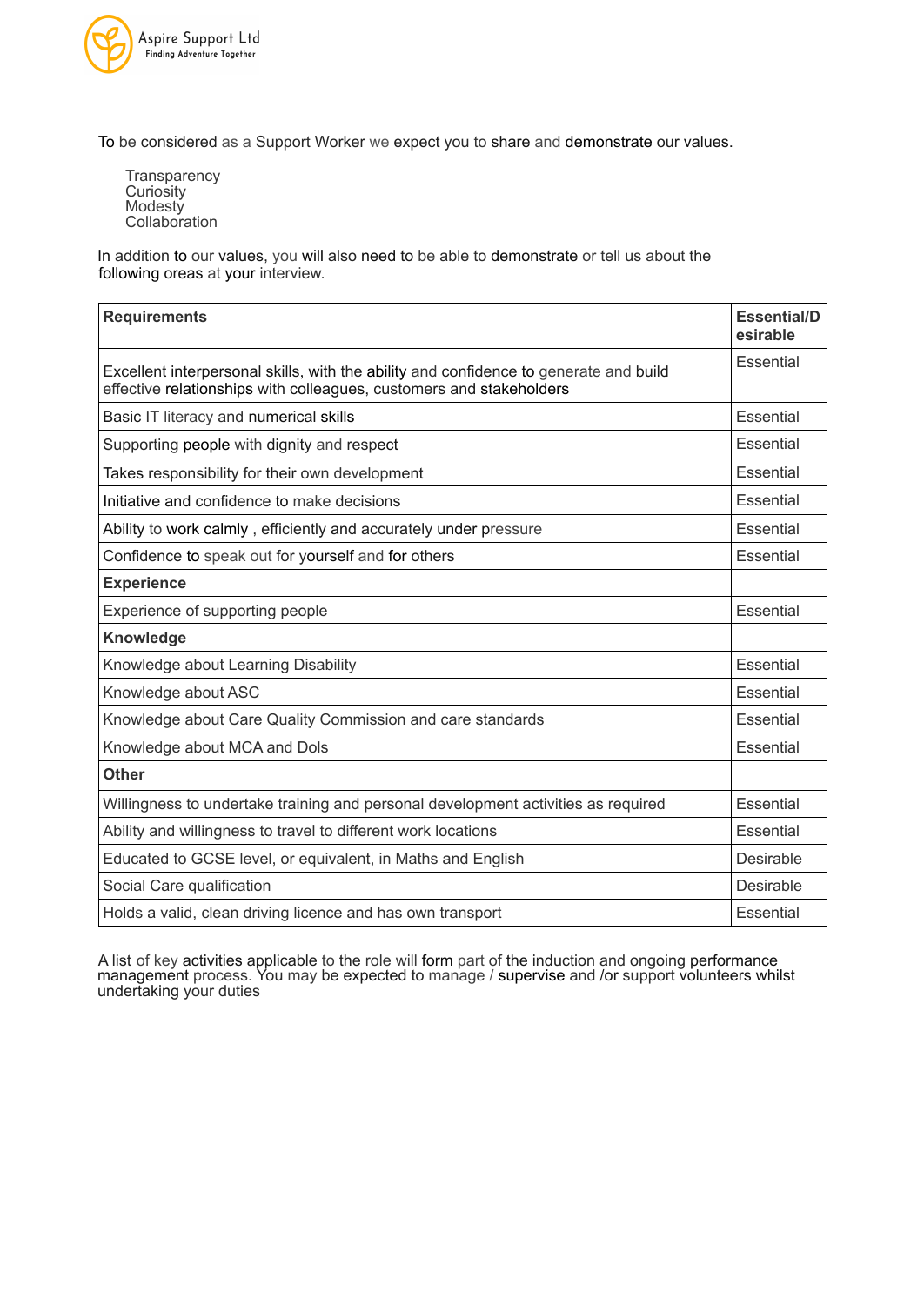Aspire Support Ltd
Finding Adventure Together

To be considered as a Support Worker we expect you to share and demonstrate our values.

Transparency
Curiosity
Modesty
Collaboration

In addition to our values, you will also need to be able to demonstrate or tell us about the following oreas at your interview.

| **Requirements** | **Essential/Desirable** |
|---|---|
| Excellent interpersonal skills, with the ability and confidence to generate and build effective relationships with colleagues, customers and stakeholders | Essential |
| Basic IT literacy and numerical skills | Essential |
| Supporting people with dignity and respect | Essential |
| Takes responsibility for their own development | Essential |
| Initiative and confidence to make decisions | Essential |
| Ability to work calmly , efficiently and accurately under pressure | Essential |
| Confidence to speak out for yourself and for others | Essential |
| **Experience** | |
| Experience of supporting people | Essential |
| **Knowledge** | |
| Knowledge about Learning Disability | Essential |
| Knowledge about ASC | Essential |
| Knowledge about Care Quality Commission and care standards | Essential |
| Knowledge about MCA and Dols | Essential |
| **Other** | |
| Willingness to undertake training and personal development activities as required | Essential |
| Ability and willingness to travel to different work locations | Essential |
| Educated to GCSE level, or equivalent, in Maths and English | Desirable |
| Social Care qualification | Desirable |
| Holds a valid, clean driving licence and has own transport | Essential |

A list of key activities applicable to the role will form part of the induction and ongoing performance management process. You may be expected to manage / supervise and /or support volunteers whilst undertaking your duties